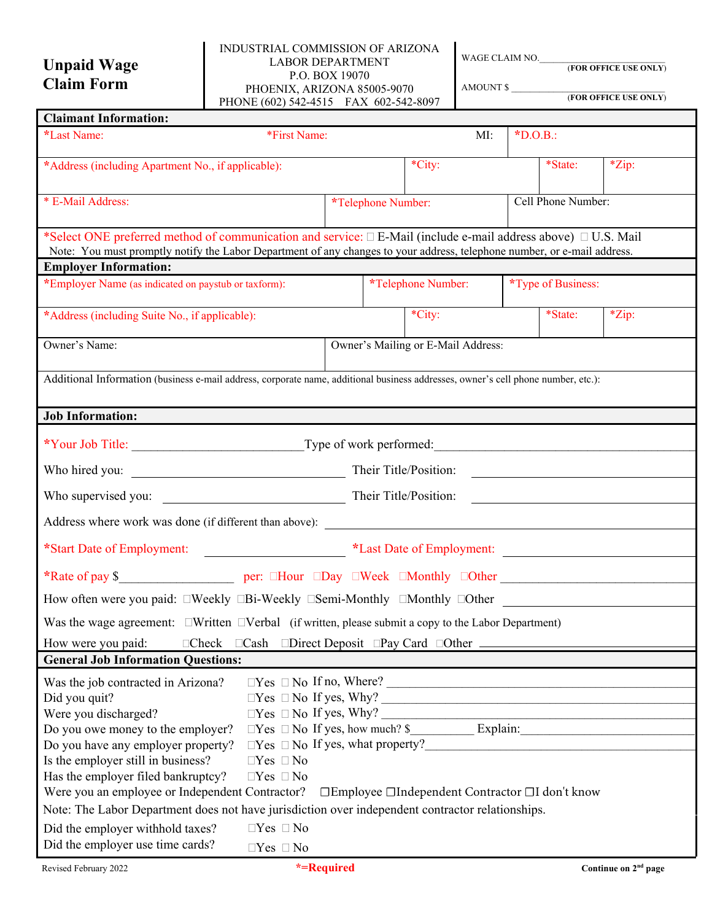# Unpaid Wage Claim Form

INDUSTRIAL COMMISSION OF ARIZONA
LABOR DEPARTMENT
P.O. BOX 19070
PHOENIX, ARIZONA 85005-9070
PHONE (602) 542-4515 FAX 602-542-8097

WAGE CLAIM NO.\_\_\_\_\_\_\_\_\_\_\_\_\_\_\_\_\_\_\_\_ **(FOR OFFICE USE ONLY)**

AMOUNT $ \_\_\_\_\_\_\_\_\_\_\_\_\_\_\_\_\_\_\_\_ **(FOR OFFICE USE ONLY)**

## Claimant Information:

| *Last Name: | *First Name: | MI: | *D.O.B.: |
|---|---|---|---|

| *Address (including Apartment No., if applicable): | *City: | *State: | *Zip: |
|---|---|---|---|

| * E-Mail Address: | *Telephone Number: | Cell Phone Number: |
|---|---|---|

*Select ONE preferred method of communication and service: ☐ E-Mail (include e-mail address above) ☐ U.S. Mail

Note: You must promptly notify the Labor Department of any changes to your address, telephone number, or e-mail address.

## Employer Information:

| *Employer Name (as indicated on paystub or taxform): | *Telephone Number: | *Type of Business: |
|---|---|---|

| *Address (including Suite No., if applicable): | *City: | *State: | *Zip: |
|---|---|---|---|

| Owner's Name: | Owner's Mailing or E-Mail Address: |
|---|---|

Additional Information (business e-mail address, corporate name, additional business addresses, owner's cell phone number, etc.):

## Job Information:

*Your Job Title: \_\_\_\_\_\_\_\_\_\_\_\_\_\_\_\_\_\_\_\_ Type of work performed: \_\_\_\_\_\_\_\_\_\_\_\_\_\_\_\_\_\_\_\_

Who hired you: \_\_\_\_\_\_\_\_\_\_\_\_\_\_\_\_\_\_\_\_ Their Title/Position: \_\_\_\_\_\_\_\_\_\_\_\_\_\_\_\_\_\_\_\_

Who supervised you: \_\_\_\_\_\_\_\_\_\_\_\_\_\_\_\_\_\_\_\_ Their Title/Position: \_\_\_\_\_\_\_\_\_\_\_\_\_\_\_\_\_\_\_\_

Address where work was done (if different than above): \_\_\_\_\_\_\_\_\_\_\_\_\_\_\_\_\_\_\_\_

*Start Date of Employment: \_\_\_\_\_\_\_\_\_\_\_\_\_\_\_\_\_\_\_\_ *Last Date of Employment: \_\_\_\_\_\_\_\_\_\_\_\_\_\_\_\_\_\_\_\_

*Rate of pay $\_\_\_\_\_\_\_\_\_\_\_\_\_\_\_\_\_\_ per: ☐Hour ☐Day ☐Week ☐Monthly ☐Other \_\_\_\_\_\_\_\_\_\_\_\_\_\_\_\_\_\_\_\_

How often were you paid: ☐Weekly ☐Bi-Weekly ☐Semi-Monthly ☐Monthly ☐Other \_\_\_\_\_\_\_\_\_\_\_\_\_\_\_\_\_\_\_\_

Was the wage agreement: ☐Written ☐Verbal (if written, please submit a copy to the Labor Department)

How were you paid: ☐Check ☐Cash ☐Direct Deposit ☐Pay Card ☐Other \_\_\_\_\_\_\_\_\_\_\_\_\_\_\_\_\_\_\_\_

## General Job Information Questions:

Was the job contracted in Arizona? ☐Yes ☐ No If no, Where? \_\_\_\_\_\_\_\_\_\_\_\_\_\_\_\_\_\_\_\_

Did you quit? ☐Yes ☐ No If yes, Why? \_\_\_\_\_\_\_\_\_\_\_\_\_\_\_\_\_\_\_\_

Were you discharged? ☐Yes ☐ No If yes, Why? \_\_\_\_\_\_\_\_\_\_\_\_\_\_\_\_\_\_\_\_

Do you owe money to the employer? ☐Yes ☐ No If yes, how much? $\_\_\_\_\_\_\_\_\_\_ Explain: \_\_\_\_\_\_\_\_\_\_\_\_\_\_\_\_\_\_\_\_

Do you have any employer property? ☐Yes ☐ No If yes, what property? \_\_\_\_\_\_\_\_\_\_\_\_\_\_\_\_\_\_\_\_

Is the employer still in business? ☐Yes ☐ No

Has the employer filed bankruptcy? ☐Yes ☐ No

Were you an employee or Independent Contractor? ☐Employee ☐Independent Contractor ☐I don't know

Note: The Labor Department does not have jurisdiction over independent contractor relationships.

Did the employer withhold taxes? ☐Yes ☐ No

Did the employer use time cards? ☐Yes ☐ No

Revised February 2022 **\*=Required** **Continue on 2nd page**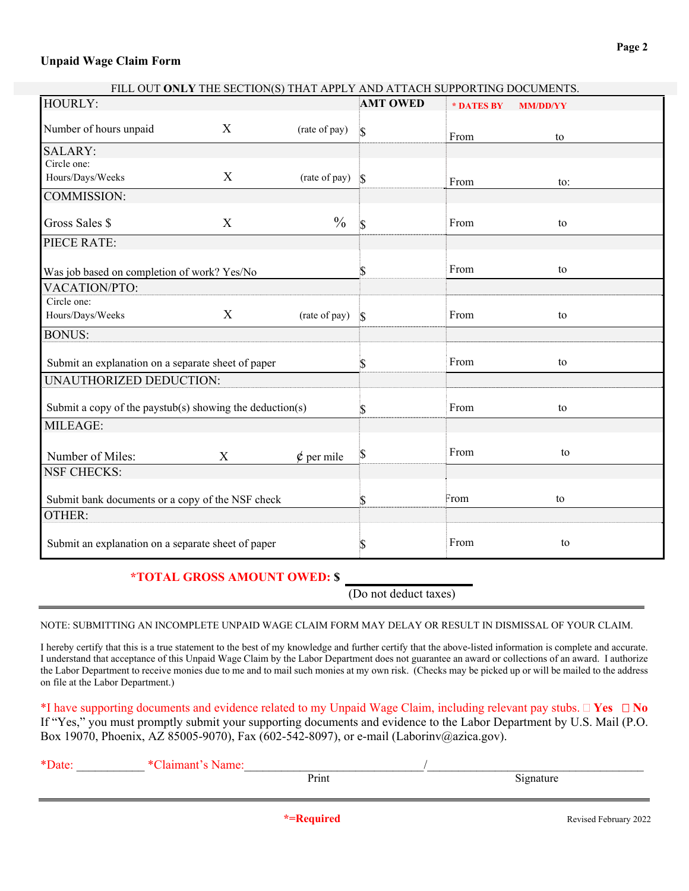## Unpaid Wage Claim Form

FILL OUT **ONLY** THE SECTION(S) THAT APPLY AND ATTACH SUPPORTING DOCUMENTS.

| | | | AMT OWED | * DATES BY MM/DD/YY | |
|---|---|---|---|---|---|
| **HOURLY:** | | | | | |
| Number of hours unpaid | X | (rate of pay) | $ | From | to |
| **SALARY:** | | | | | |
| Circle one: Hours/Days/Weeks | X | (rate of pay) | $ | From | to: |
| **COMMISSION:** | | | | | |
| Gross Sales $ | X | % | $ | From | to |
| **PIECE RATE:** | | | | | |
| Was job based on completion of work? Yes/No | | | $ | From | to |
| **VACATION/PTO:** | | | | | |
| Circle one: Hours/Days/Weeks | X | (rate of pay) | $ | From | to |
| **BONUS:** | | | | | |
| Submit an explanation on a separate sheet of paper | | | $ | From | to |
| **UNAUTHORIZED DEDUCTION:** | | | | | |
| Submit a copy of the paystub(s) showing the deduction(s) | | | $ | From | to |
| **MILEAGE:** | | | | | |
| Number of Miles: | X | ¢ per mile | $ | From | to |
| **NSF CHECKS:** | | | | | |
| Submit bank documents or a copy of the NSF check | | | $ | From | to |
| **OTHER:** | | | | | |
| Submit an explanation on a separate sheet of paper | | | $ | From | to |

**\*TOTAL GROSS AMOUNT OWED: $** ____________________
(Do not deduct taxes)

NOTE: SUBMITTING AN INCOMPLETE UNPAID WAGE CLAIM FORM MAY DELAY OR RESULT IN DISMISSAL OF YOUR CLAIM.

I hereby certify that this is a true statement to the best of my knowledge and further certify that the above-listed information is complete and accurate. I understand that acceptance of this Unpaid Wage Claim by the Labor Department does not guarantee an award or collections of an award. I authorize the Labor Department to receive monies due to me and to mail such monies at my own risk. (Checks may be picked up or will be mailed to the address on file at the Labor Department.)

*I have supporting documents and evidence related to my Unpaid Wage Claim, including relevant pay stubs. ☐ **Yes** ☐ **No**
If "Yes," you must promptly submit your supporting documents and evidence to the Labor Department by U.S. Mail (P.O. Box 19070, Phoenix, AZ 85005-9070), Fax (602-542-8097), or e-mail (Laborinv@azica.gov).

*Date: ___________ *Claimant's Name:______________________________/____________________________________
Print Signature

**\*=Required**

Revised February 2022